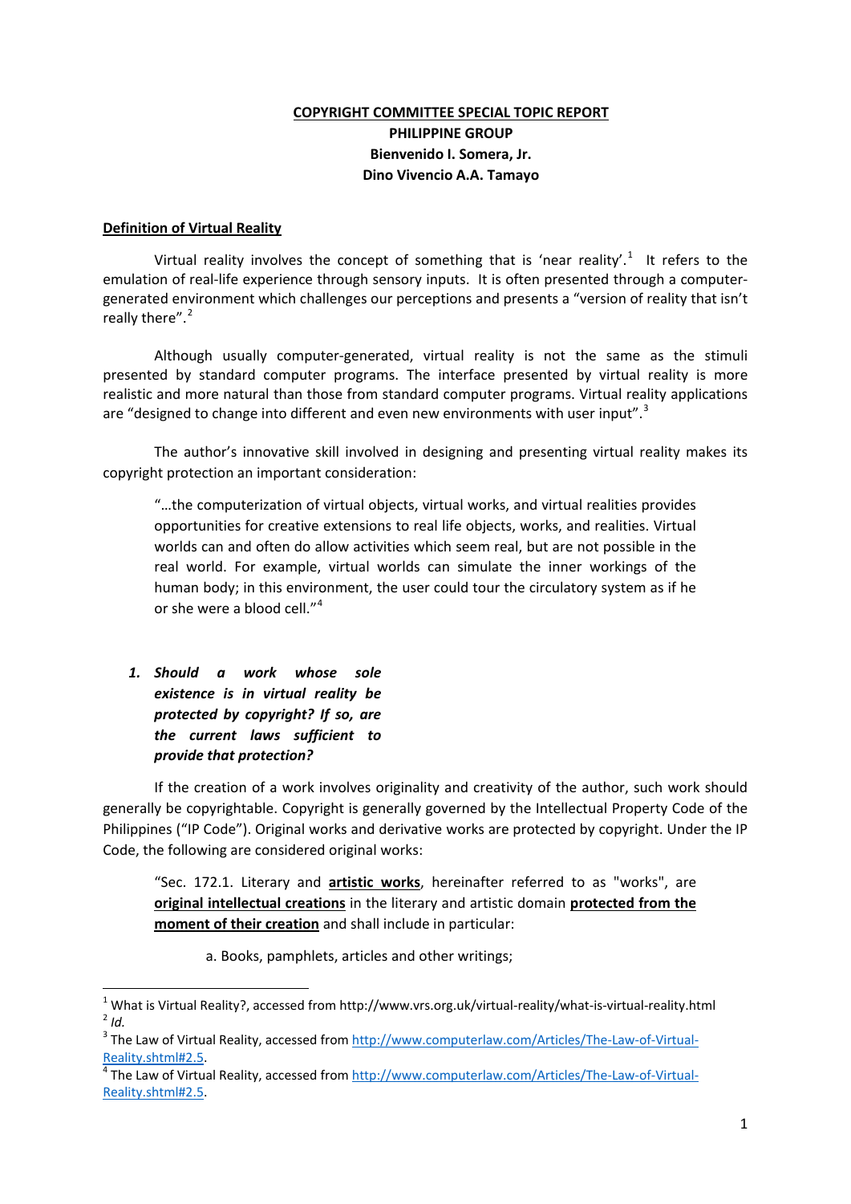**COPYRIGHT COMMITTEE SPECIAL TOPIC REPORT**
**PHILIPPINE GROUP**
**Bienvenido I. Somera, Jr.**
**Dino Vivencio A.A. Tamayo**

## Definition of Virtual Reality

Virtual reality involves the concept of something that is 'near reality'.[1] It refers to the emulation of real-life experience through sensory inputs. It is often presented through a computer-generated environment which challenges our perceptions and presents a "version of reality that isn't really there".[2]

Although usually computer-generated, virtual reality is not the same as the stimuli presented by standard computer programs. The interface presented by virtual reality is more realistic and more natural than those from standard computer programs. Virtual reality applications are "designed to change into different and even new environments with user input".[3]

The author's innovative skill involved in designing and presenting virtual reality makes its copyright protection an important consideration:

> "…the computerization of virtual objects, virtual works, and virtual realities provides opportunities for creative extensions to real life objects, works, and realities. Virtual worlds can and often do allow activities which seem real, but are not possible in the real world. For example, virtual worlds can simulate the inner workings of the human body; in this environment, the user could tour the circulatory system as if he or she were a blood cell."[4]

1. ***Should a work whose sole existence is in virtual reality be protected by copyright? If so, are the current laws sufficient to provide that protection?***

If the creation of a work involves originality and creativity of the author, such work should generally be copyrightable. Copyright is generally governed by the Intellectual Property Code of the Philippines ("IP Code"). Original works and derivative works are protected by copyright. Under the IP Code, the following are considered original works:

> "Sec. 172.1. Literary and **artistic works**, hereinafter referred to as "works", are **original intellectual creations** in the literary and artistic domain **protected from the moment of their creation** and shall include in particular:
>
> a. Books, pamphlets, articles and other writings;

---

[1] What is Virtual Reality?, accessed from http://www.vrs.org.uk/virtual-reality/what-is-virtual-reality.html

[2] *Id.*

[3] The Law of Virtual Reality, accessed from http://www.computerlaw.com/Articles/The-Law-of-Virtual-Reality.shtml#2.5.

[4] The Law of Virtual Reality, accessed from http://www.computerlaw.com/Articles/The-Law-of-Virtual-Reality.shtml#2.5.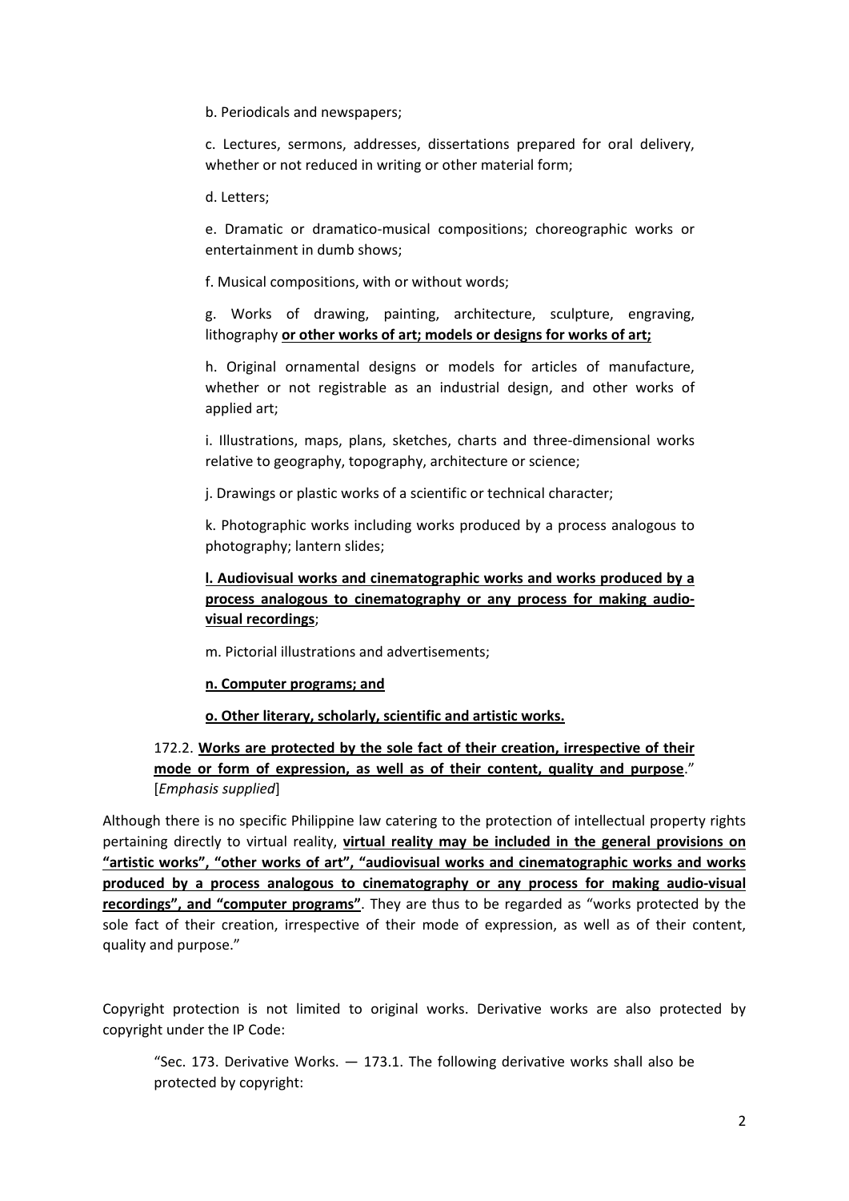b. Periodicals and newspapers;

c. Lectures, sermons, addresses, dissertations prepared for oral delivery, whether or not reduced in writing or other material form;

d. Letters;

e. Dramatic or dramatico-musical compositions; choreographic works or entertainment in dumb shows;

f. Musical compositions, with or without words;

g. Works of drawing, painting, architecture, sculpture, engraving, lithography **or other works of art; models or designs for works of art;**

h. Original ornamental designs or models for articles of manufacture, whether or not registrable as an industrial design, and other works of applied art;

i. Illustrations, maps, plans, sketches, charts and three-dimensional works relative to geography, topography, architecture or science;

j. Drawings or plastic works of a scientific or technical character;

k. Photographic works including works produced by a process analogous to photography; lantern slides;

**l. Audiovisual works and cinematographic works and works produced by a process analogous to cinematography or any process for making audio-visual recordings**;

m. Pictorial illustrations and advertisements;

**n. Computer programs; and**

**o. Other literary, scholarly, scientific and artistic works.**

172.2. **Works are protected by the sole fact of their creation, irrespective of their mode or form of expression, as well as of their content, quality and purpose**." [*Emphasis supplied*]

Although there is no specific Philippine law catering to the protection of intellectual property rights pertaining directly to virtual reality, **virtual reality may be included in the general provisions on "artistic works", "other works of art", "audiovisual works and cinematographic works and works produced by a process analogous to cinematography or any process for making audio-visual recordings", and "computer programs"**. They are thus to be regarded as "works protected by the sole fact of their creation, irrespective of their mode of expression, as well as of their content, quality and purpose."

Copyright protection is not limited to original works. Derivative works are also protected by copyright under the IP Code:

"Sec. 173. Derivative Works. — 173.1. The following derivative works shall also be protected by copyright: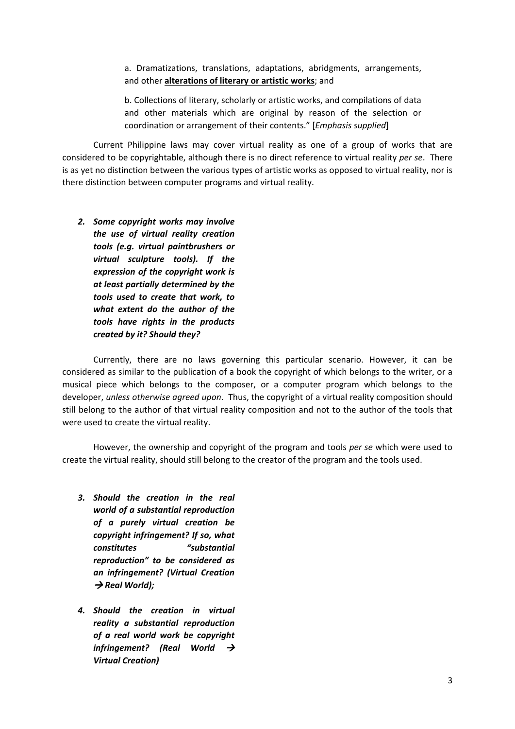a. Dramatizations, translations, adaptations, abridgments, arrangements, and other **alterations of literary or artistic works**; and

b. Collections of literary, scholarly or artistic works, and compilations of data and other materials which are original by reason of the selection or coordination or arrangement of their contents." [*Emphasis supplied*]

Current Philippine laws may cover virtual reality as one of a group of works that are considered to be copyrightable, although there is no direct reference to virtual reality *per se*. There is as yet no distinction between the various types of artistic works as opposed to virtual reality, nor is there distinction between computer programs and virtual reality.

2. ***Some copyright works may involve the use of virtual reality creation tools (e.g. virtual paintbrushers or virtual sculpture tools). If the expression of the copyright work is at least partially determined by the tools used to create that work, to what extent do the author of the tools have rights in the products created by it? Should they?***

Currently, there are no laws governing this particular scenario. However, it can be considered as similar to the publication of a book the copyright of which belongs to the writer, or a musical piece which belongs to the composer, or a computer program which belongs to the developer, *unless otherwise agreed upon*. Thus, the copyright of a virtual reality composition should still belong to the author of that virtual reality composition and not to the author of the tools that were used to create the virtual reality.

However, the ownership and copyright of the program and tools *per se* which were used to create the virtual reality, should still belong to the creator of the program and the tools used.

3. ***Should the creation in the real world of a substantial reproduction of a purely virtual creation be copyright infringement? If so, what constitutes "substantial reproduction" to be considered as an infringement? (Virtual Creation → Real World);***

4. ***Should the creation in virtual reality a substantial reproduction of a real world work be copyright infringement? (Real World → Virtual Creation)***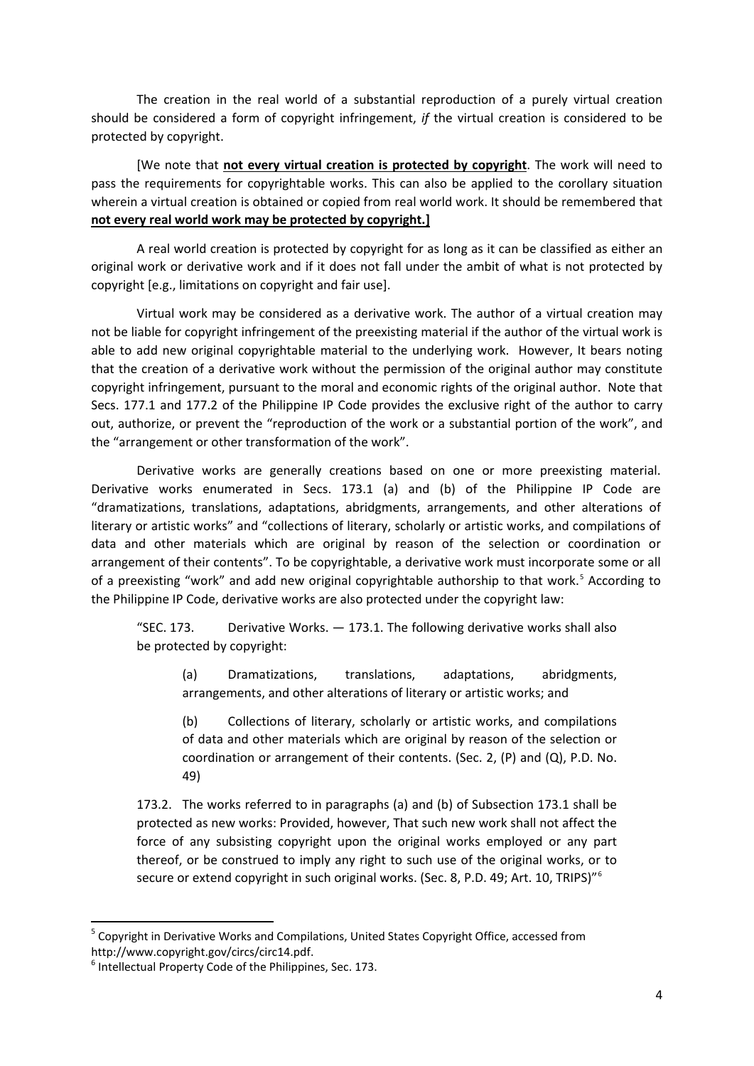The creation in the real world of a substantial reproduction of a purely virtual creation should be considered a form of copyright infringement, *if* the virtual creation is considered to be protected by copyright.

[We note that **not every virtual creation is protected by copyright**. The work will need to pass the requirements for copyrightable works. This can also be applied to the corollary situation wherein a virtual creation is obtained or copied from real world work. It should be remembered that **not every real world work may be protected by copyright.]**

A real world creation is protected by copyright for as long as it can be classified as either an original work or derivative work and if it does not fall under the ambit of what is not protected by copyright [e.g., limitations on copyright and fair use].

Virtual work may be considered as a derivative work. The author of a virtual creation may not be liable for copyright infringement of the preexisting material if the author of the virtual work is able to add new original copyrightable material to the underlying work. However, It bears noting that the creation of a derivative work without the permission of the original author may constitute copyright infringement, pursuant to the moral and economic rights of the original author. Note that Secs. 177.1 and 177.2 of the Philippine IP Code provides the exclusive right of the author to carry out, authorize, or prevent the "reproduction of the work or a substantial portion of the work", and the "arrangement or other transformation of the work".

Derivative works are generally creations based on one or more preexisting material. Derivative works enumerated in Secs. 173.1 (a) and (b) of the Philippine IP Code are "dramatizations, translations, adaptations, abridgments, arrangements, and other alterations of literary or artistic works" and "collections of literary, scholarly or artistic works, and compilations of data and other materials which are original by reason of the selection or coordination or arrangement of their contents". To be copyrightable, a derivative work must incorporate some or all of a preexisting "work" and add new original copyrightable authorship to that work.[5] According to the Philippine IP Code, derivative works are also protected under the copyright law:

> "SEC. 173. Derivative Works. — 173.1. The following derivative works shall also be protected by copyright:
>
> > (a) Dramatizations, translations, adaptations, abridgments, arrangements, and other alterations of literary or artistic works; and
> >
> > (b) Collections of literary, scholarly or artistic works, and compilations of data and other materials which are original by reason of the selection or coordination or arrangement of their contents. (Sec. 2, (P) and (Q), P.D. No. 49)
>
> 173.2. The works referred to in paragraphs (a) and (b) of Subsection 173.1 shall be protected as new works: Provided, however, That such new work shall not affect the force of any subsisting copyright upon the original works employed or any part thereof, or be construed to imply any right to such use of the original works, or to secure or extend copyright in such original works. (Sec. 8, P.D. 49; Art. 10, TRIPS)"[6]

---

[5] Copyright in Derivative Works and Compilations, United States Copyright Office, accessed from http://www.copyright.gov/circs/circ14.pdf.

[6] Intellectual Property Code of the Philippines, Sec. 173.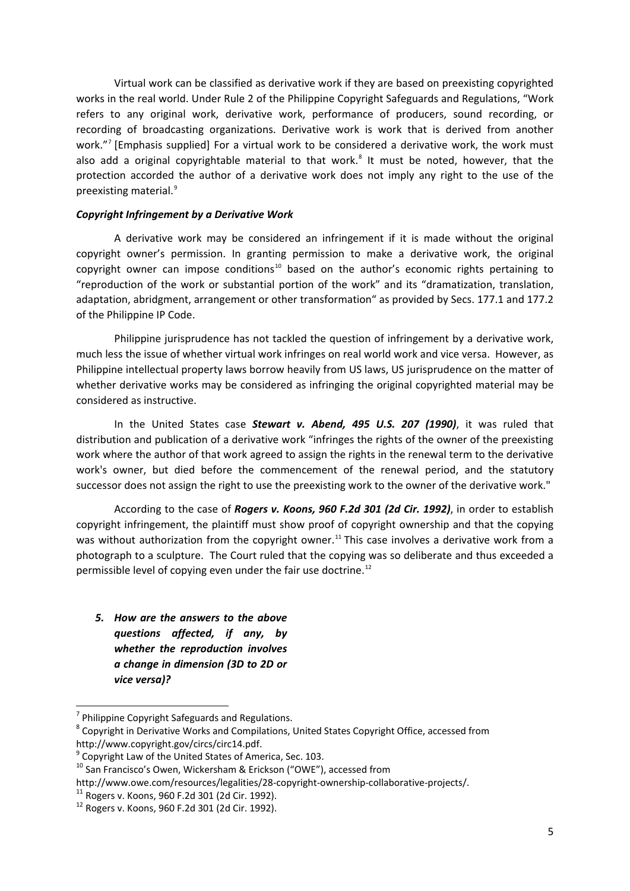Virtual work can be classified as derivative work if they are based on preexisting copyrighted works in the real world. Under Rule 2 of the Philippine Copyright Safeguards and Regulations, "Work refers to any original work, derivative work, performance of producers, sound recording, or recording of broadcasting organizations. Derivative work is work that is derived from another work."[7] [Emphasis supplied] For a virtual work to be considered a derivative work, the work must also add a original copyrightable material to that work.[8] It must be noted, however, that the protection accorded the author of a derivative work does not imply any right to the use of the preexisting material.[9]

***Copyright Infringement by a Derivative Work***

A derivative work may be considered an infringement if it is made without the original copyright owner's permission. In granting permission to make a derivative work, the original copyright owner can impose conditions[10] based on the author's economic rights pertaining to "reproduction of the work or substantial portion of the work" and its "dramatization, translation, adaptation, abridgment, arrangement or other transformation" as provided by Secs. 177.1 and 177.2 of the Philippine IP Code.

Philippine jurisprudence has not tackled the question of infringement by a derivative work, much less the issue of whether virtual work infringes on real world work and vice versa. However, as Philippine intellectual property laws borrow heavily from US laws, US jurisprudence on the matter of whether derivative works may be considered as infringing the original copyrighted material may be considered as instructive.

In the United States case ***Stewart v. Abend, 495 U.S. 207 (1990)***, it was ruled that distribution and publication of a derivative work "infringes the rights of the owner of the preexisting work where the author of that work agreed to assign the rights in the renewal term to the derivative work's owner, but died before the commencement of the renewal period, and the statutory successor does not assign the right to use the preexisting work to the owner of the derivative work."

According to the case of ***Rogers v. Koons, 960 F.2d 301 (2d Cir. 1992)***, in order to establish copyright infringement, the plaintiff must show proof of copyright ownership and that the copying was without authorization from the copyright owner.[11] This case involves a derivative work from a photograph to a sculpture. The Court ruled that the copying was so deliberate and thus exceeded a permissible level of copying even under the fair use doctrine.[12]

5. ***How are the answers to the above questions affected, if any, by whether the reproduction involves a change in dimension (3D to 2D or vice versa)?***

---

[7] Philippine Copyright Safeguards and Regulations.

[8] Copyright in Derivative Works and Compilations, United States Copyright Office, accessed from http://www.copyright.gov/circs/circ14.pdf.

[9] Copyright Law of the United States of America, Sec. 103.

[10] San Francisco's Owen, Wickersham & Erickson ("OWE"), accessed from http://www.owe.com/resources/legalities/28-copyright-ownership-collaborative-projects/.

[11] Rogers v. Koons, 960 F.2d 301 (2d Cir. 1992).

[12] Rogers v. Koons, 960 F.2d 301 (2d Cir. 1992).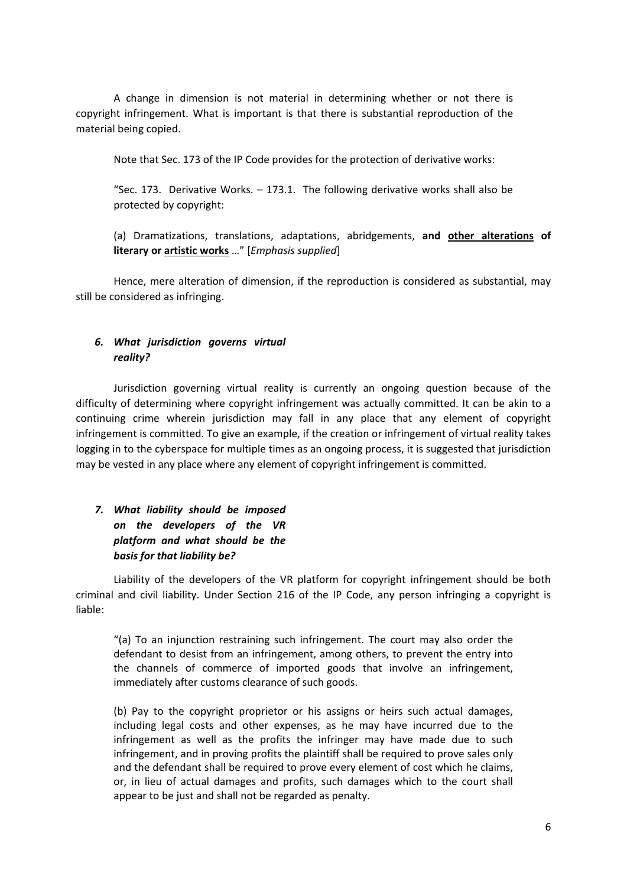A change in dimension is not material in determining whether or not there is copyright infringement. What is important is that there is substantial reproduction of the material being copied.

Note that Sec. 173 of the IP Code provides for the protection of derivative works:

> "Sec. 173. Derivative Works. – 173.1. The following derivative works shall also be protected by copyright:
>
> (a) Dramatizations, translations, adaptations, abridgements, **and <u>other alterations</u> of literary or <u>artistic works</u>** …" [*Emphasis supplied*]

Hence, mere alteration of dimension, if the reproduction is considered as substantial, may still be considered as infringing.

### *6. What jurisdiction governs virtual reality?*

Jurisdiction governing virtual reality is currently an ongoing question because of the difficulty of determining where copyright infringement was actually committed. It can be akin to a continuing crime wherein jurisdiction may fall in any place that any element of copyright infringement is committed. To give an example, if the creation or infringement of virtual reality takes logging in to the cyberspace for multiple times as an ongoing process, it is suggested that jurisdiction may be vested in any place where any element of copyright infringement is committed.

### *7. What liability should be imposed on the developers of the VR platform and what should be the basis for that liability be?*

Liability of the developers of the VR platform for copyright infringement should be both criminal and civil liability. Under Section 216 of the IP Code, any person infringing a copyright is liable:

> "(a) To an injunction restraining such infringement. The court may also order the defendant to desist from an infringement, among others, to prevent the entry into the channels of commerce of imported goods that involve an infringement, immediately after customs clearance of such goods.
>
> (b) Pay to the copyright proprietor or his assigns or heirs such actual damages, including legal costs and other expenses, as he may have incurred due to the infringement as well as the profits the infringer may have made due to such infringement, and in proving profits the plaintiff shall be required to prove sales only and the defendant shall be required to prove every element of cost which he claims, or, in lieu of actual damages and profits, such damages which to the court shall appear to be just and shall not be regarded as penalty.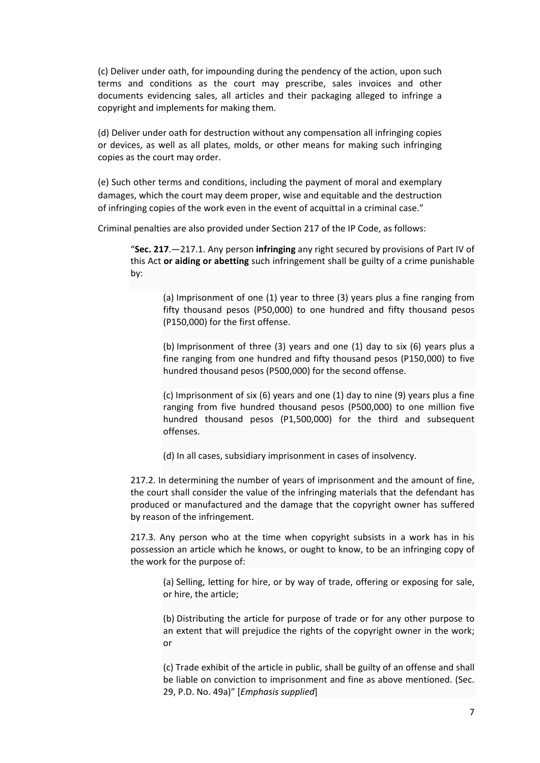(c) Deliver under oath, for impounding during the pendency of the action, upon such terms and conditions as the court may prescribe, sales invoices and other documents evidencing sales, all articles and their packaging alleged to infringe a copyright and implements for making them.

(d) Deliver under oath for destruction without any compensation all infringing copies or devices, as well as all plates, molds, or other means for making such infringing copies as the court may order.

(e) Such other terms and conditions, including the payment of moral and exemplary damages, which the court may deem proper, wise and equitable and the destruction of infringing copies of the work even in the event of acquittal in a criminal case."

Criminal penalties are also provided under Section 217 of the IP Code, as follows:

> "**Sec. 217**.—217.1. Any person **infringing** any right secured by provisions of Part IV of this Act **or aiding or abetting** such infringement shall be guilty of a crime punishable by:
>
> > (a) Imprisonment of one (1) year to three (3) years plus a fine ranging from fifty thousand pesos (P50,000) to one hundred and fifty thousand pesos (P150,000) for the first offense.
> >
> > (b) Imprisonment of three (3) years and one (1) day to six (6) years plus a fine ranging from one hundred and fifty thousand pesos (P150,000) to five hundred thousand pesos (P500,000) for the second offense.
> >
> > (c) Imprisonment of six (6) years and one (1) day to nine (9) years plus a fine ranging from five hundred thousand pesos (P500,000) to one million five hundred thousand pesos (P1,500,000) for the third and subsequent offenses.
> >
> > (d) In all cases, subsidiary imprisonment in cases of insolvency.
>
> 217.2. In determining the number of years of imprisonment and the amount of fine, the court shall consider the value of the infringing materials that the defendant has produced or manufactured and the damage that the copyright owner has suffered by reason of the infringement.
>
> 217.3. Any person who at the time when copyright subsists in a work has in his possession an article which he knows, or ought to know, to be an infringing copy of the work for the purpose of:
>
> > (a) Selling, letting for hire, or by way of trade, offering or exposing for sale, or hire, the article;
> >
> > (b) Distributing the article for purpose of trade or for any other purpose to an extent that will prejudice the rights of the copyright owner in the work; or
> >
> > (c) Trade exhibit of the article in public, shall be guilty of an offense and shall be liable on conviction to imprisonment and fine as above mentioned. (Sec. 29, P.D. No. 49a)" [*Emphasis supplied*]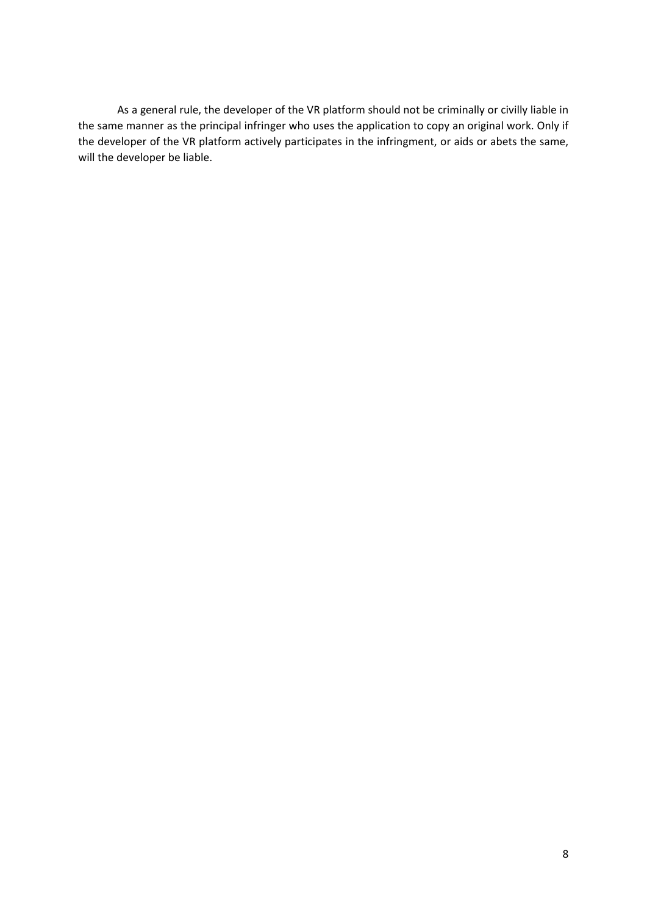As a general rule, the developer of the VR platform should not be criminally or civilly liable in the same manner as the principal infringer who uses the application to copy an original work. Only if the developer of the VR platform actively participates in the infringment, or aids or abets the same, will the developer be liable.